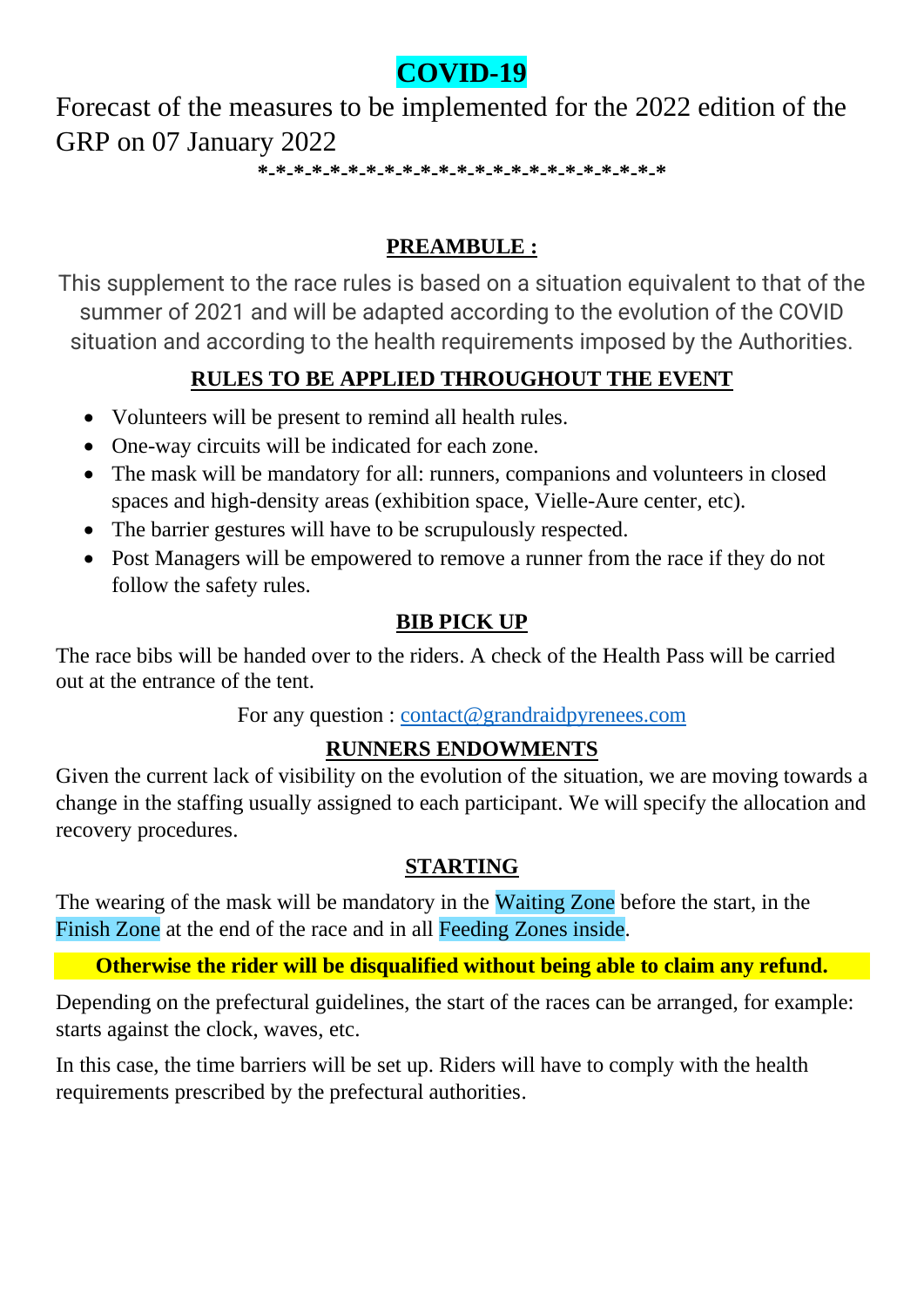# COVID-19

Forecast of the measures to be implemented for the 2022 edition of the GRP on 07 January 2022

*-*-*-*-*-*-*-*-*-*-*-*-*-*-*-*-*-*-*-*-*-*-*-*

## PREAMBULE :

This supplement to the race rules is based on a situation equivalent to that of the summer of 2021 and will be adapted according to the evolution of the COVID situation and according to the health requirements imposed by the Authorities.

## RULES TO BE APPLIED THROUGHOUT THE EVENT

- Volunteers will be present to remind all health rules.
- One-way circuits will be indicated for each zone.
- The mask will be mandatory for all: runners, companions and volunteers in closed spaces and high-density areas (exhibition space, Vielle-Aure center, etc).
- The barrier gestures will have to be scrupulously respected.
- Post Managers will be empowered to remove a runner from the race if they do not follow the safety rules.

## BIB PICK UP

The race bibs will be handed over to the riders. A check of the Health Pass will be carried out at the entrance of the tent.

For any question : contact@grandraidpyrenees.com

## RUNNERS ENDOWMENTS

Given the current lack of visibility on the evolution of the situation, we are moving towards a change in the staffing usually assigned to each participant. We will specify the allocation and recovery procedures.

## STARTING

The wearing of the mask will be mandatory in the Waiting Zone before the start, in the Finish Zone at the end of the race and in all Feeding Zones inside.

**Otherwise the rider will be disqualified without being able to claim any refund.**

Depending on the prefectural guidelines, the start of the races can be arranged, for example: starts against the clock, waves, etc.

In this case, the time barriers will be set up. Riders will have to comply with the health requirements prescribed by the prefectural authorities.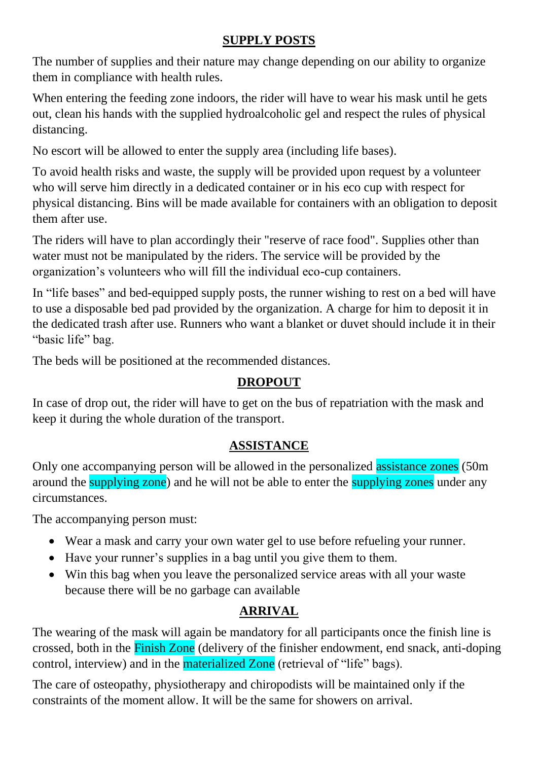## SUPPLY POSTS

The number of supplies and their nature may change depending on our ability to organize them in compliance with health rules.

When entering the feeding zone indoors, the rider will have to wear his mask until he gets out, clean his hands with the supplied hydroalcoholic gel and respect the rules of physical distancing.

No escort will be allowed to enter the supply area (including life bases).

To avoid health risks and waste, the supply will be provided upon request by a volunteer who will serve him directly in a dedicated container or in his eco cup with respect for physical distancing. Bins will be made available for containers with an obligation to deposit them after use.

The riders will have to plan accordingly their "reserve of race food". Supplies other than water must not be manipulated by the riders. The service will be provided by the organization's volunteers who will fill the individual eco-cup containers.

In "life bases" and bed-equipped supply posts, the runner wishing to rest on a bed will have to use a disposable bed pad provided by the organization. A charge for him to deposit it in the dedicated trash after use. Runners who want a blanket or duvet should include it in their "basic life" bag.

The beds will be positioned at the recommended distances.

## DROPOUT

In case of drop out, the rider will have to get on the bus of repatriation with the mask and keep it during the whole duration of the transport.

## ASSISTANCE

Only one accompanying person will be allowed in the personalized assistance zones (50m around the supplying zone) and he will not be able to enter the supplying zones under any circumstances.

The accompanying person must:

- Wear a mask and carry your own water gel to use before refueling your runner.
- Have your runner's supplies in a bag until you give them to them.
- Win this bag when you leave the personalized service areas with all your waste because there will be no garbage can available

## ARRIVAL

The wearing of the mask will again be mandatory for all participants once the finish line is crossed, both in the Finish Zone (delivery of the finisher endowment, end snack, anti-doping control, interview) and in the materialized Zone (retrieval of "life" bags).

The care of osteopathy, physiotherapy and chiropodists will be maintained only if the constraints of the moment allow. It will be the same for showers on arrival.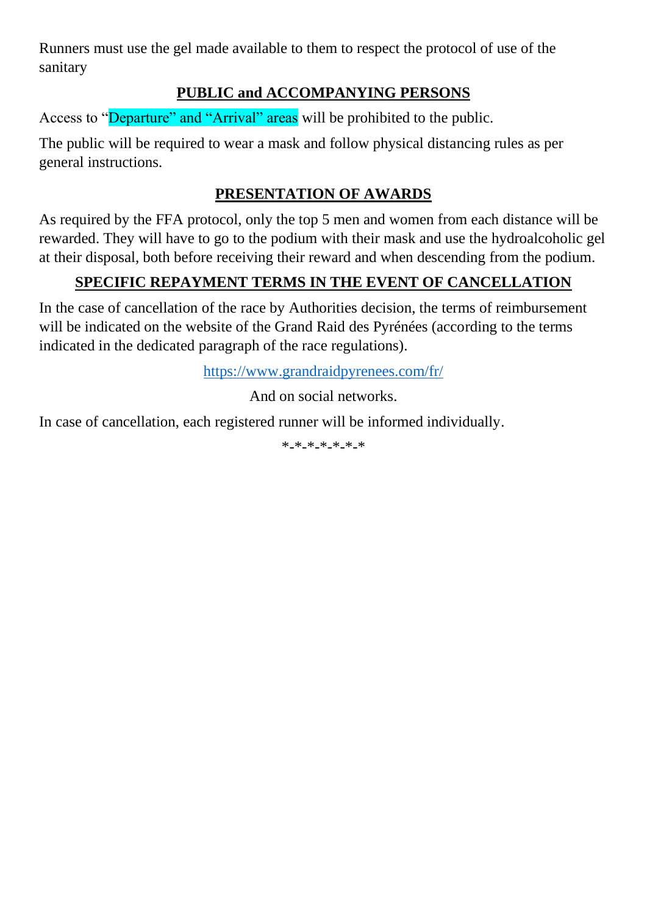Runners must use the gel made available to them to respect the protocol of use of the sanitary

## PUBLIC and ACCOMPANYING PERSONS

Access to "Departure" and "Arrival" areas will be prohibited to the public.

The public will be required to wear a mask and follow physical distancing rules as per general instructions.

## PRESENTATION OF AWARDS

As required by the FFA protocol, only the top 5 men and women from each distance will be rewarded. They will have to go to the podium with their mask and use the hydroalcoholic gel at their disposal, both before receiving their reward and when descending from the podium.

## SPECIFIC REPAYMENT TERMS IN THE EVENT OF CANCELLATION

In the case of cancellation of the race by Authorities decision, the terms of reimbursement will be indicated on the website of the Grand Raid des Pyrénées (according to the terms indicated in the dedicated paragraph of the race regulations).

https://www.grandraidpyrenees.com/fr/

And on social networks.

In case of cancellation, each registered runner will be informed individually.

*-*-*-*-*-*-*